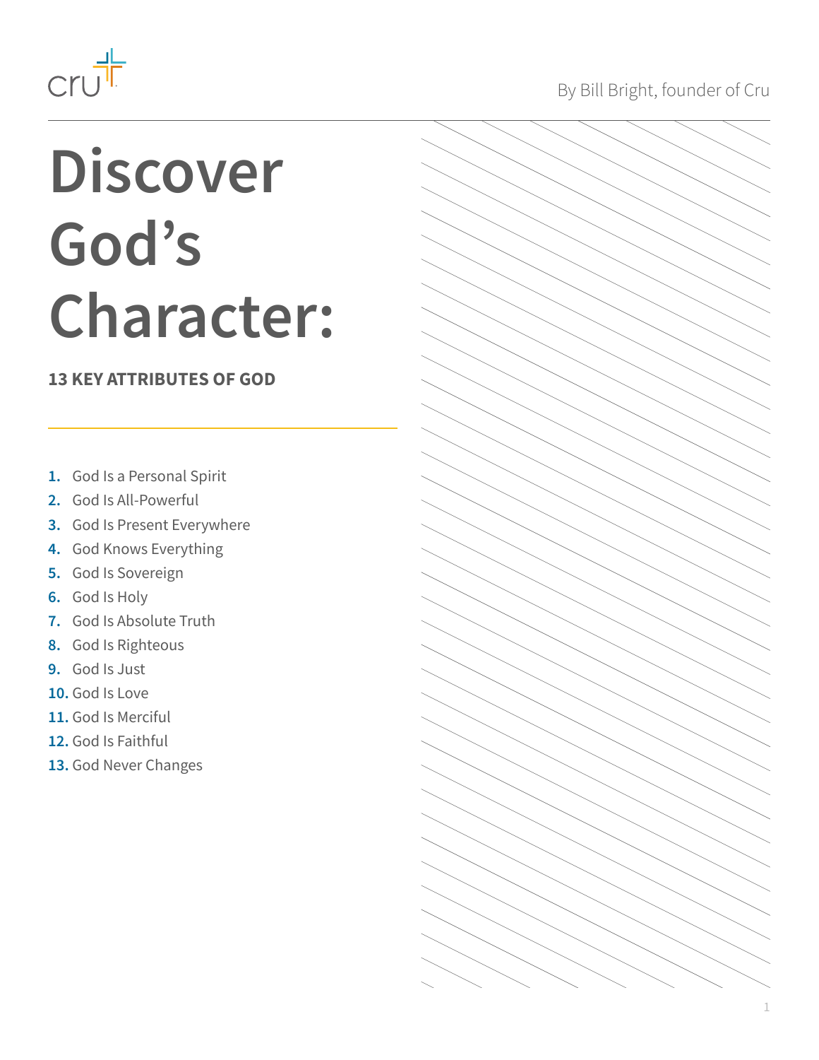By Bill Bright, founder of Cru

# Discover God's Character:

## 13 KEY ATTRIBUTES OF GOD

1. God Is a Personal Spirit
2. God Is All-Powerful
3. God Is Present Everywhere
4. God Knows Everything
5. God Is Sovereign
6. God Is Holy
7. God Is Absolute Truth
8. God Is Righteous
9. God Is Just
10. God Is Love
11. God Is Merciful
12. God Is Faithful
13. God Never Changes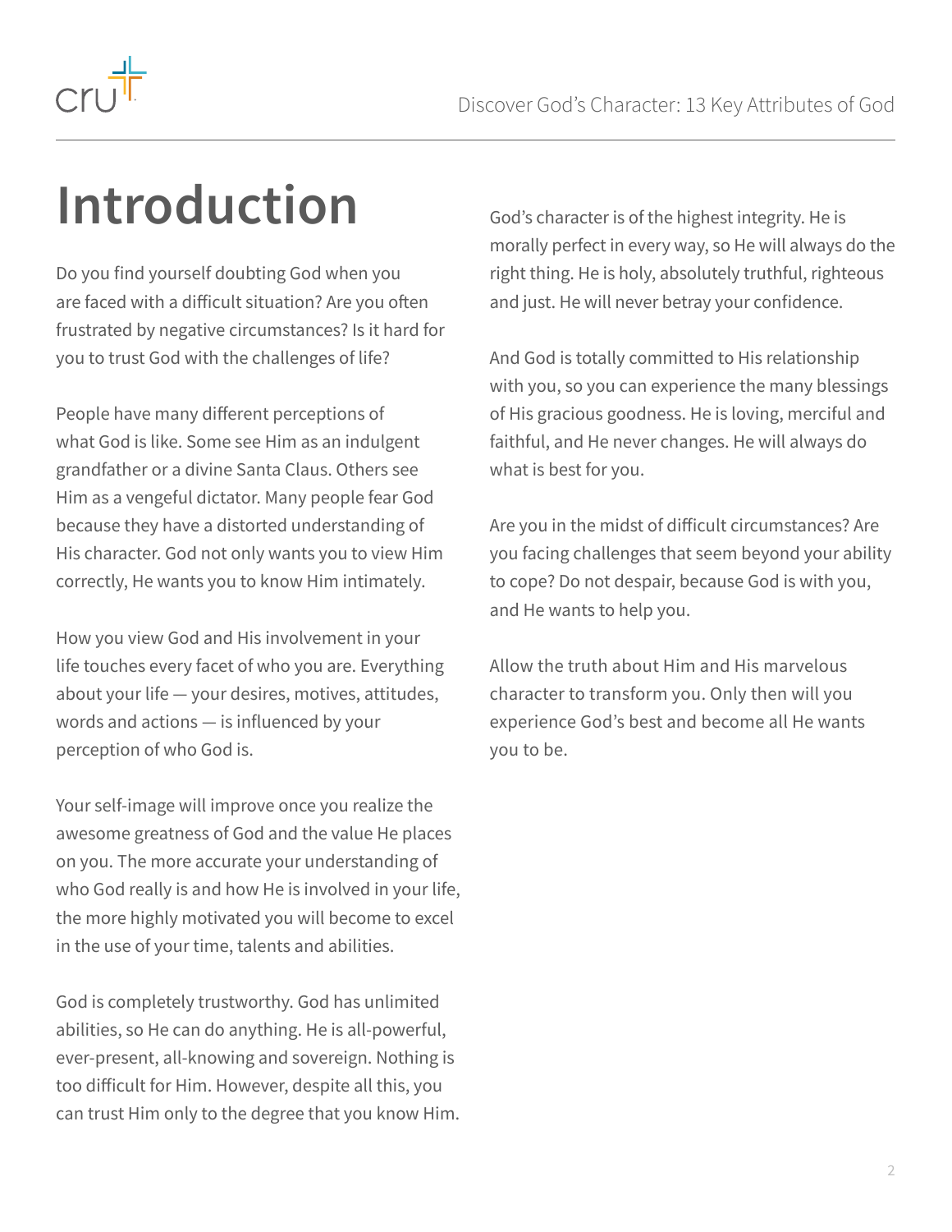# Introduction

Do you find yourself doubting God when you are faced with a difficult situation? Are you often frustrated by negative circumstances? Is it hard for you to trust God with the challenges of life?

People have many different perceptions of what God is like. Some see Him as an indulgent grandfather or a divine Santa Claus. Others see Him as a vengeful dictator. Many people fear God because they have a distorted understanding of His character. God not only wants you to view Him correctly, He wants you to know Him intimately.

How you view God and His involvement in your life touches every facet of who you are. Everything about your life — your desires, motives, attitudes, words and actions — is influenced by your perception of who God is.

Your self-image will improve once you realize the awesome greatness of God and the value He places on you. The more accurate your understanding of who God really is and how He is involved in your life, the more highly motivated you will become to excel in the use of your time, talents and abilities.

God is completely trustworthy. God has unlimited abilities, so He can do anything. He is all-powerful, ever-present, all-knowing and sovereign. Nothing is too difficult for Him. However, despite all this, you can trust Him only to the degree that you know Him.

God's character is of the highest integrity. He is morally perfect in every way, so He will always do the right thing. He is holy, absolutely truthful, righteous and just. He will never betray your confidence.

And God is totally committed to His relationship with you, so you can experience the many blessings of His gracious goodness. He is loving, merciful and faithful, and He never changes. He will always do what is best for you.

Are you in the midst of difficult circumstances? Are you facing challenges that seem beyond your ability to cope? Do not despair, because God is with you, and He wants to help you.

Allow the truth about Him and His marvelous character to transform you. Only then will you experience God's best and become all He wants you to be.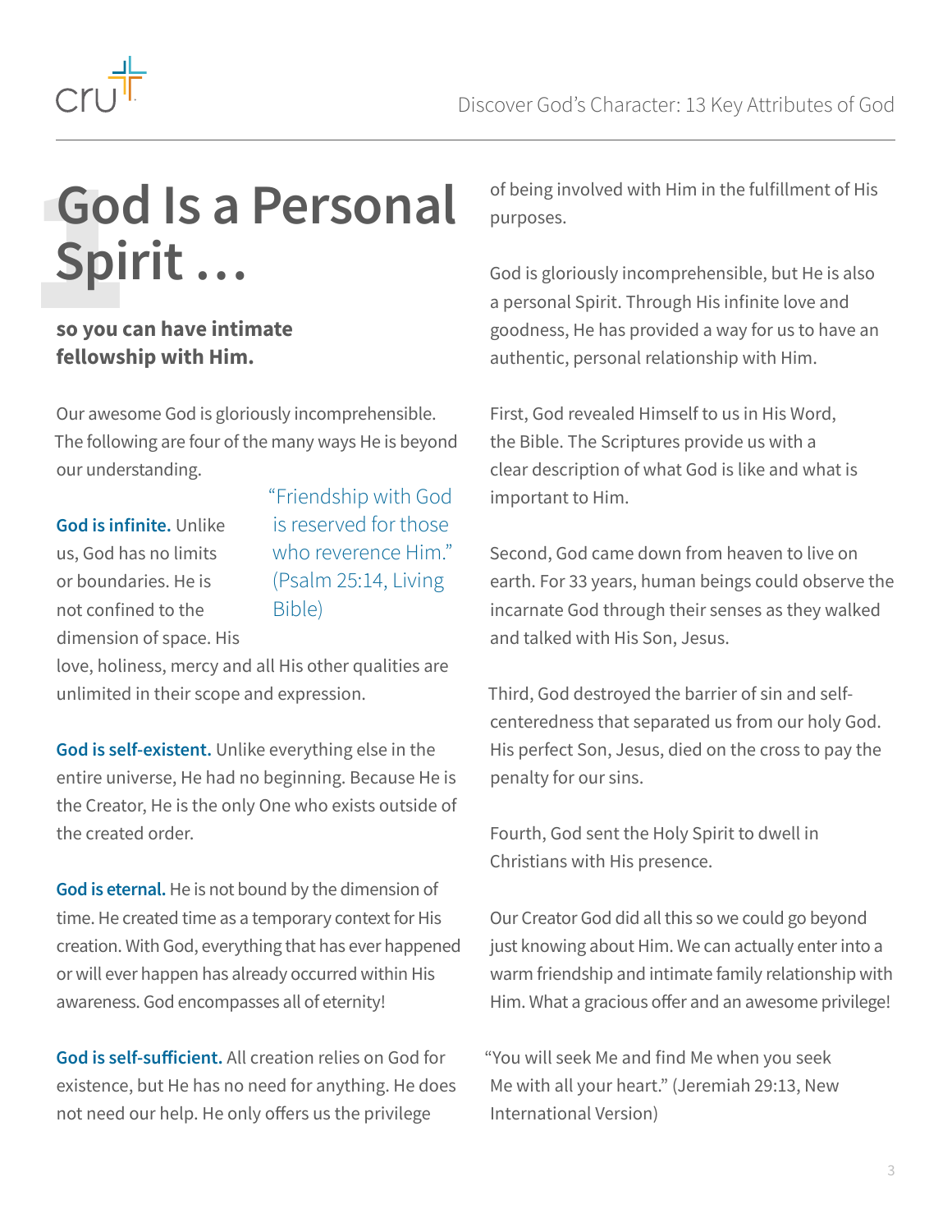# God Is a Personal Spirit …

**so you can have intimate fellowship with Him.**

Our awesome God is gloriously incomprehensible. The following are four of the many ways He is beyond our understanding.

> "Friendship with God is reserved for those who reverence Him." (Psalm 25:14, Living Bible)

**God is infinite.** Unlike us, God has no limits or boundaries. He is not confined to the dimension of space. His love, holiness, mercy and all His other qualities are unlimited in their scope and expression.

**God is self-existent.** Unlike everything else in the entire universe, He had no beginning. Because He is the Creator, He is the only One who exists outside of the created order.

**God is eternal.** He is not bound by the dimension of time. He created time as a temporary context for His creation. With God, everything that has ever happened or will ever happen has already occurred within His awareness. God encompasses all of eternity!

**God is self-sufficient.** All creation relies on God for existence, but He has no need for anything. He does not need our help. He only offers us the privilege of being involved with Him in the fulfillment of His purposes.

God is gloriously incomprehensible, but He is also a personal Spirit. Through His infinite love and goodness, He has provided a way for us to have an authentic, personal relationship with Him.

First, God revealed Himself to us in His Word, the Bible. The Scriptures provide us with a clear description of what God is like and what is important to Him.

Second, God came down from heaven to live on earth. For 33 years, human beings could observe the incarnate God through their senses as they walked and talked with His Son, Jesus.

Third, God destroyed the barrier of sin and self-centeredness that separated us from our holy God. His perfect Son, Jesus, died on the cross to pay the penalty for our sins.

Fourth, God sent the Holy Spirit to dwell in Christians with His presence.

Our Creator God did all this so we could go beyond just knowing about Him. We can actually enter into a warm friendship and intimate family relationship with Him. What a gracious offer and an awesome privilege!

"You will seek Me and find Me when you seek Me with all your heart." (Jeremiah 29:13, New International Version)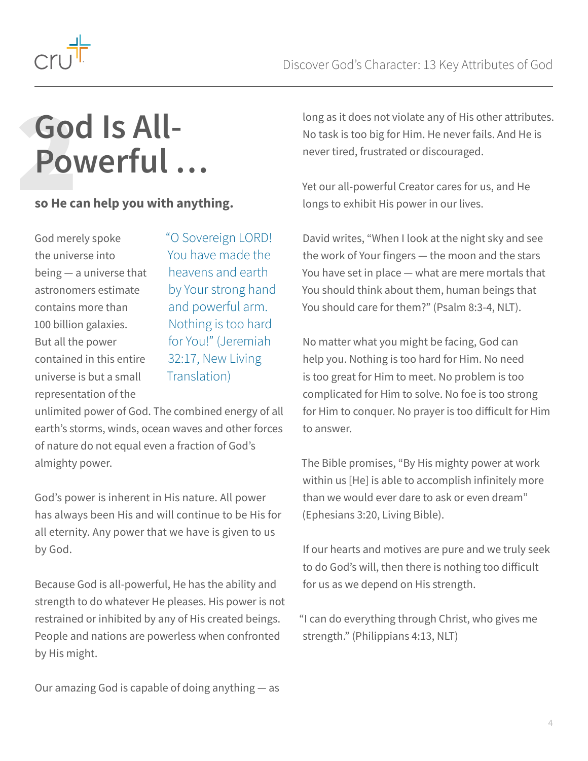# God Is All-Powerful ...

**so He can help you with anything.**

> "O Sovereign LORD! You have made the heavens and earth by Your strong hand and powerful arm. Nothing is too hard for You!" (Jeremiah 32:17, New Living Translation)

God merely spoke the universe into being — a universe that astronomers estimate contains more than 100 billion galaxies. But all the power contained in this entire universe is but a small representation of the unlimited power of God. The combined energy of all earth's storms, winds, ocean waves and other forces of nature do not equal even a fraction of God's almighty power.

God's power is inherent in His nature. All power has always been His and will continue to be His for all eternity. Any power that we have is given to us by God.

Because God is all-powerful, He has the ability and strength to do whatever He pleases. His power is not restrained or inhibited by any of His created beings. People and nations are powerless when confronted by His might.

Our amazing God is capable of doing anything — as long as it does not violate any of His other attributes. No task is too big for Him. He never fails. And He is never tired, frustrated or discouraged.

Yet our all-powerful Creator cares for us, and He longs to exhibit His power in our lives.

David writes, "When I look at the night sky and see the work of Your fingers — the moon and the stars You have set in place — what are mere mortals that You should think about them, human beings that You should care for them?" (Psalm 8:3-4, NLT).

No matter what you might be facing, God can help you. Nothing is too hard for Him. No need is too great for Him to meet. No problem is too complicated for Him to solve. No foe is too strong for Him to conquer. No prayer is too difficult for Him to answer.

The Bible promises, "By His mighty power at work within us [He] is able to accomplish infinitely more than we would ever dare to ask or even dream" (Ephesians 3:20, Living Bible).

If our hearts and motives are pure and we truly seek to do God's will, then there is nothing too difficult for us as we depend on His strength.

"I can do everything through Christ, who gives me strength." (Philippians 4:13, NLT)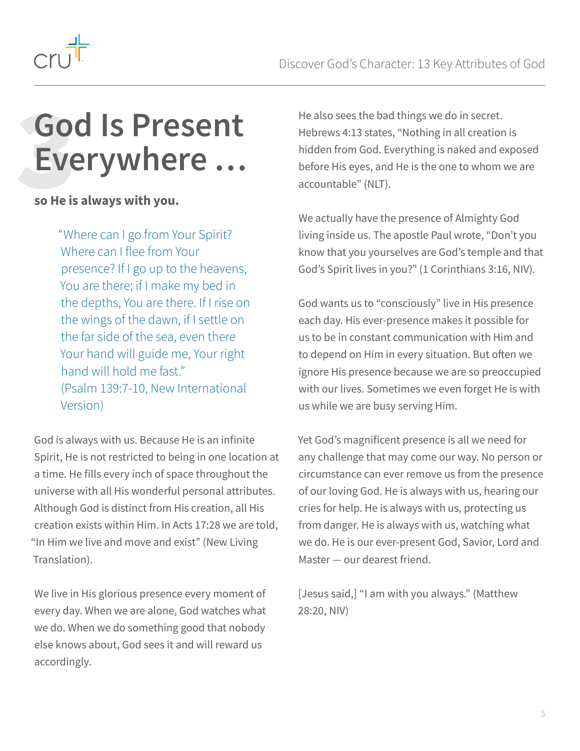# 3 God Is Present Everywhere …

**so He is always with you.**

> "Where can I go from Your Spirit? Where can I flee from Your presence? If I go up to the heavens, You are there; if I make my bed in the depths, You are there. If I rise on the wings of the dawn, if I settle on the far side of the sea, even there Your hand will guide me, Your right hand will hold me fast."
> (Psalm 139:7-10, New International Version)

God is always with us. Because He is an infinite Spirit, He is not restricted to being in one location at a time. He fills every inch of space throughout the universe with all His wonderful personal attributes. Although God is distinct from His creation, all His creation exists within Him. In Acts 17:28 we are told, "In Him we live and move and exist" (New Living Translation).

We live in His glorious presence every moment of every day. When we are alone, God watches what we do. When we do something good that nobody else knows about, God sees it and will reward us accordingly.

He also sees the bad things we do in secret. Hebrews 4:13 states, "Nothing in all creation is hidden from God. Everything is naked and exposed before His eyes, and He is the one to whom we are accountable" (NLT).

We actually have the presence of Almighty God living inside us. The apostle Paul wrote, "Don't you know that you yourselves are God's temple and that God's Spirit lives in you?" (1 Corinthians 3:16, NIV).

God wants us to "consciously" live in His presence each day. His ever-presence makes it possible for us to be in constant communication with Him and to depend on Him in every situation. But often we ignore His presence because we are so preoccupied with our lives. Sometimes we even forget He is with us while we are busy serving Him.

Yet God's magnificent presence is all we need for any challenge that may come our way. No person or circumstance can ever remove us from the presence of our loving God. He is always with us, hearing our cries for help. He is always with us, protecting us from danger. He is always with us, watching what we do. He is our ever-present God, Savior, Lord and Master — our dearest friend.

[Jesus said,] "I am with you always." (Matthew 28:20, NIV)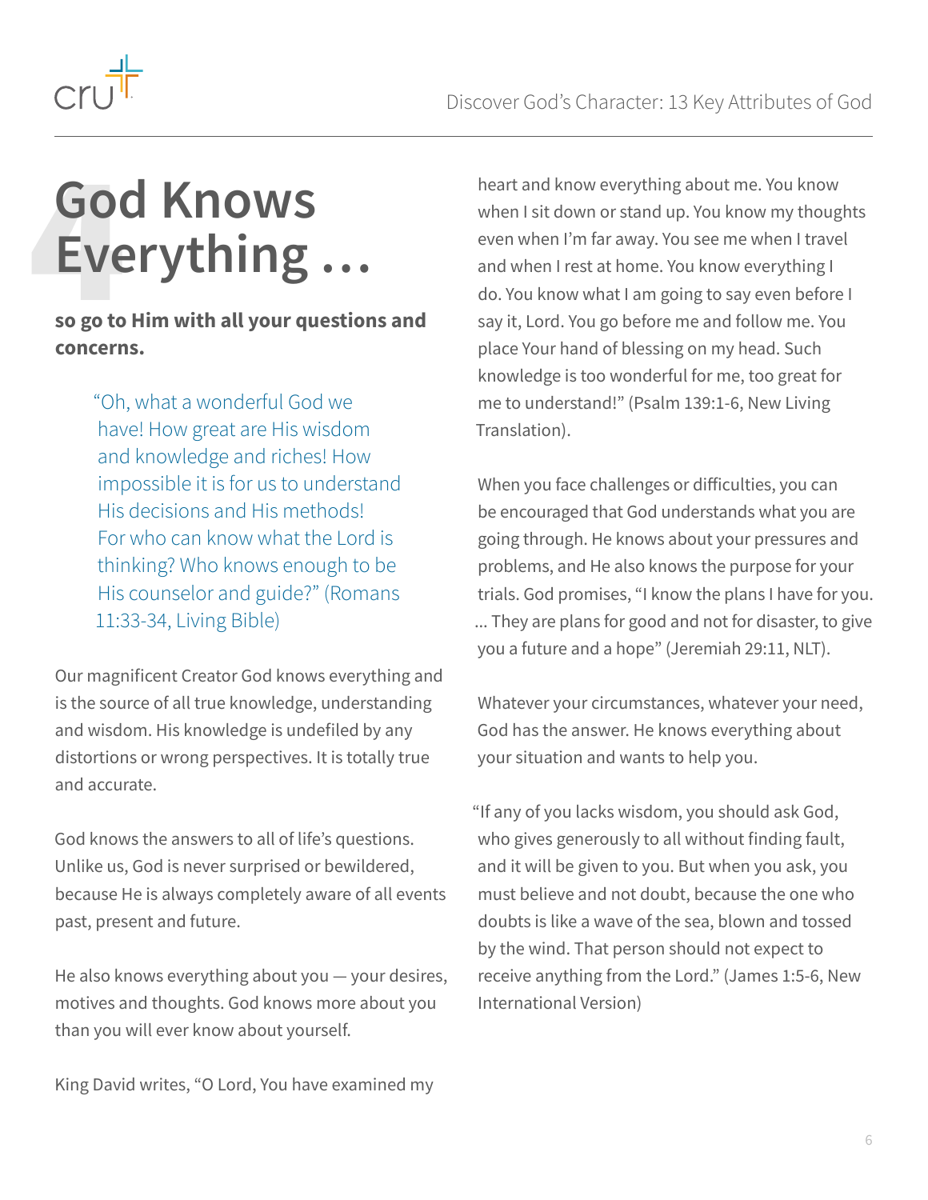# 4 God Knows Everything …

**so go to Him with all your questions and concerns.**

> "Oh, what a wonderful God we have! How great are His wisdom and knowledge and riches! How impossible it is for us to understand His decisions and His methods! For who can know what the Lord is thinking? Who knows enough to be His counselor and guide?" (Romans 11:33-34, Living Bible)

Our magnificent Creator God knows everything and is the source of all true knowledge, understanding and wisdom. His knowledge is undefiled by any distortions or wrong perspectives. It is totally true and accurate.

God knows the answers to all of life's questions. Unlike us, God is never surprised or bewildered, because He is always completely aware of all events past, present and future.

He also knows everything about you — your desires, motives and thoughts. God knows more about you than you will ever know about yourself.

King David writes, "O Lord, You have examined my heart and know everything about me. You know when I sit down or stand up. You know my thoughts even when I'm far away. You see me when I travel and when I rest at home. You know everything I do. You know what I am going to say even before I say it, Lord. You go before me and follow me. You place Your hand of blessing on my head. Such knowledge is too wonderful for me, too great for me to understand!" (Psalm 139:1-6, New Living Translation).

When you face challenges or difficulties, you can be encouraged that God understands what you are going through. He knows about your pressures and problems, and He also knows the purpose for your trials. God promises, "I know the plans I have for you. ... They are plans for good and not for disaster, to give you a future and a hope" (Jeremiah 29:11, NLT).

Whatever your circumstances, whatever your need, God has the answer. He knows everything about your situation and wants to help you.

"If any of you lacks wisdom, you should ask God, who gives generously to all without finding fault, and it will be given to you. But when you ask, you must believe and not doubt, because the one who doubts is like a wave of the sea, blown and tossed by the wind. That person should not expect to receive anything from the Lord." (James 1:5-6, New International Version)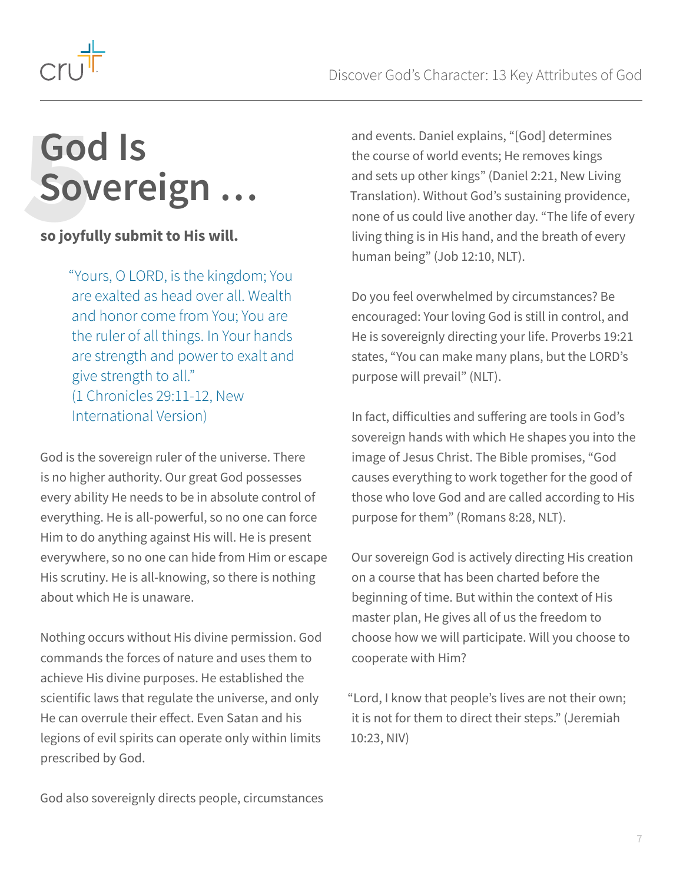# 5 God Is Sovereign …

**so joyfully submit to His will.**

> "Yours, O LORD, is the kingdom; You are exalted as head over all. Wealth and honor come from You; You are the ruler of all things. In Your hands are strength and power to exalt and give strength to all."
> (1 Chronicles 29:11-12, New International Version)

God is the sovereign ruler of the universe. There is no higher authority. Our great God possesses every ability He needs to be in absolute control of everything. He is all-powerful, so no one can force Him to do anything against His will. He is present everywhere, so no one can hide from Him or escape His scrutiny. He is all-knowing, so there is nothing about which He is unaware.

Nothing occurs without His divine permission. God commands the forces of nature and uses them to achieve His divine purposes. He established the scientific laws that regulate the universe, and only He can overrule their effect. Even Satan and his legions of evil spirits can operate only within limits prescribed by God.

God also sovereignly directs people, circumstances and events. Daniel explains, "[God] determines the course of world events; He removes kings and sets up other kings" (Daniel 2:21, New Living Translation). Without God's sustaining providence, none of us could live another day. "The life of every living thing is in His hand, and the breath of every human being" (Job 12:10, NLT).

Do you feel overwhelmed by circumstances? Be encouraged: Your loving God is still in control, and He is sovereignly directing your life. Proverbs 19:21 states, "You can make many plans, but the LORD's purpose will prevail" (NLT).

In fact, difficulties and suffering are tools in God's sovereign hands with which He shapes you into the image of Jesus Christ. The Bible promises, "God causes everything to work together for the good of those who love God and are called according to His purpose for them" (Romans 8:28, NLT).

Our sovereign God is actively directing His creation on a course that has been charted before the beginning of time. But within the context of His master plan, He gives all of us the freedom to choose how we will participate. Will you choose to cooperate with Him?

"Lord, I know that people's lives are not their own; it is not for them to direct their steps." (Jeremiah 10:23, NIV)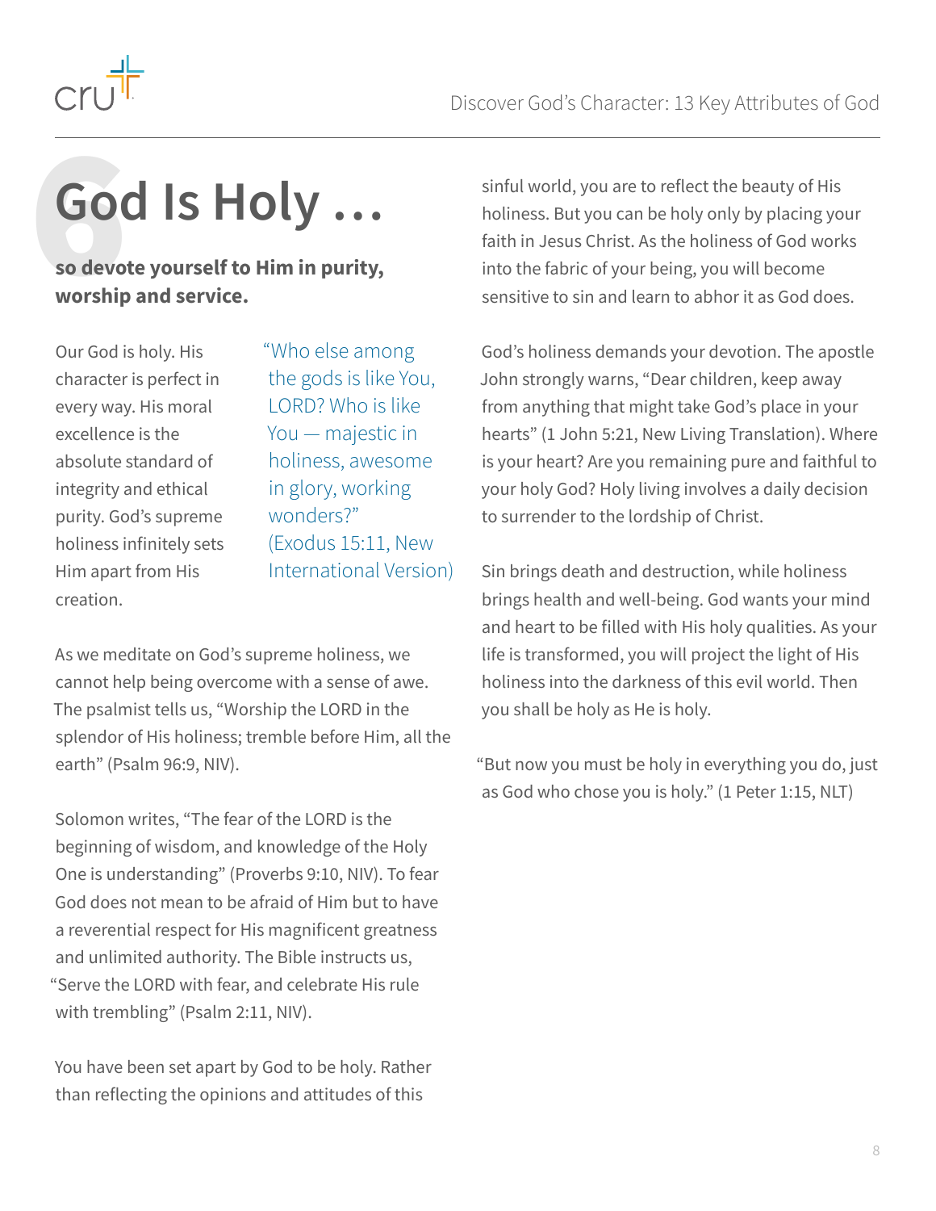# God Is Holy …

**so devote yourself to Him in purity, worship and service.**

Our God is holy. His character is perfect in every way. His moral excellence is the absolute standard of integrity and ethical purity. God's supreme holiness infinitely sets Him apart from His creation.

"Who else among the gods is like You, LORD? Who is like You — majestic in holiness, awesome in glory, working wonders?" (Exodus 15:11, New International Version)

As we meditate on God's supreme holiness, we cannot help being overcome with a sense of awe. The psalmist tells us, "Worship the LORD in the splendor of His holiness; tremble before Him, all the earth" (Psalm 96:9, NIV).

Solomon writes, "The fear of the LORD is the beginning of wisdom, and knowledge of the Holy One is understanding" (Proverbs 9:10, NIV). To fear God does not mean to be afraid of Him but to have a reverential respect for His magnificent greatness and unlimited authority. The Bible instructs us, "Serve the LORD with fear, and celebrate His rule with trembling" (Psalm 2:11, NIV).

You have been set apart by God to be holy. Rather than reflecting the opinions and attitudes of this sinful world, you are to reflect the beauty of His holiness. But you can be holy only by placing your faith in Jesus Christ. As the holiness of God works into the fabric of your being, you will become sensitive to sin and learn to abhor it as God does.

God's holiness demands your devotion. The apostle John strongly warns, "Dear children, keep away from anything that might take God's place in your hearts" (1 John 5:21, New Living Translation). Where is your heart? Are you remaining pure and faithful to your holy God? Holy living involves a daily decision to surrender to the lordship of Christ.

Sin brings death and destruction, while holiness brings health and well-being. God wants your mind and heart to be filled with His holy qualities. As your life is transformed, you will project the light of His holiness into the darkness of this evil world. Then you shall be holy as He is holy.

"But now you must be holy in everything you do, just as God who chose you is holy." (1 Peter 1:15, NLT)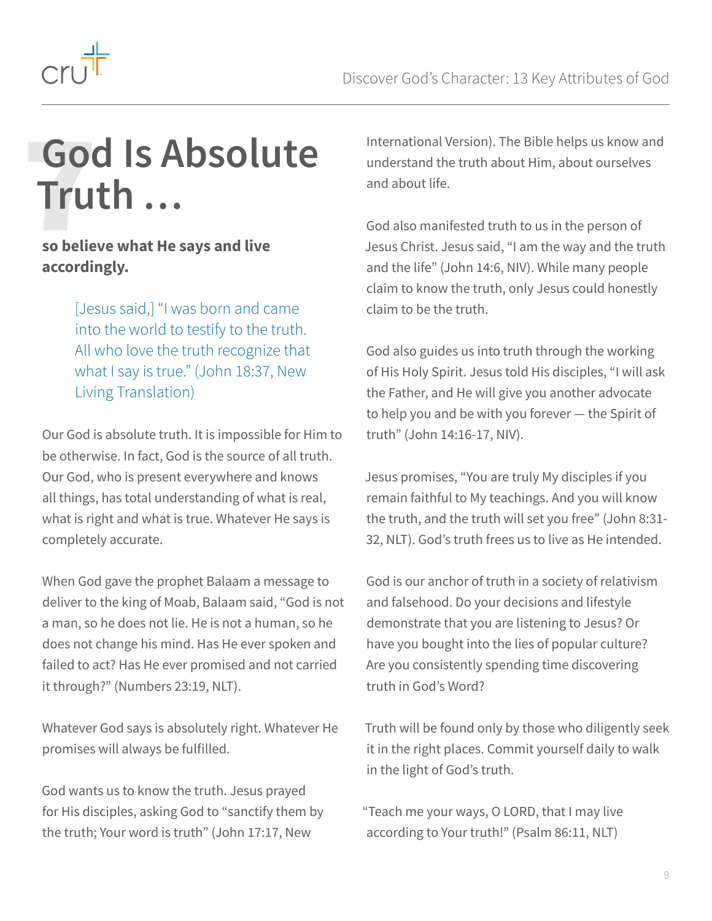# God Is Absolute Truth …

**so believe what He says and live accordingly.**

> [Jesus said,] "I was born and came into the world to testify to the truth. All who love the truth recognize that what I say is true." (John 18:37, New Living Translation)

Our God is absolute truth. It is impossible for Him to be otherwise. In fact, God is the source of all truth. Our God, who is present everywhere and knows all things, has total understanding of what is real, what is right and what is true. Whatever He says is completely accurate.

When God gave the prophet Balaam a message to deliver to the king of Moab, Balaam said, "God is not a man, so he does not lie. He is not a human, so he does not change his mind. Has He ever spoken and failed to act? Has He ever promised and not carried it through?" (Numbers 23:19, NLT).

Whatever God says is absolutely right. Whatever He promises will always be fulfilled.

God wants us to know the truth. Jesus prayed for His disciples, asking God to "sanctify them by the truth; Your word is truth" (John 17:17, New International Version). The Bible helps us know and understand the truth about Him, about ourselves and about life.

God also manifested truth to us in the person of Jesus Christ. Jesus said, "I am the way and the truth and the life" (John 14:6, NIV). While many people claim to know the truth, only Jesus could honestly claim to be the truth.

God also guides us into truth through the working of His Holy Spirit. Jesus told His disciples, "I will ask the Father, and He will give you another advocate to help you and be with you forever — the Spirit of truth" (John 14:16-17, NIV).

Jesus promises, "You are truly My disciples if you remain faithful to My teachings. And you will know the truth, and the truth will set you free" (John 8:31-32, NLT). God's truth frees us to live as He intended.

God is our anchor of truth in a society of relativism and falsehood. Do your decisions and lifestyle demonstrate that you are listening to Jesus? Or have you bought into the lies of popular culture? Are you consistently spending time discovering truth in God's Word?

Truth will be found only by those who diligently seek it in the right places. Commit yourself daily to walk in the light of God's truth.

"Teach me your ways, O LORD, that I may live according to Your truth!" (Psalm 86:11, NLT)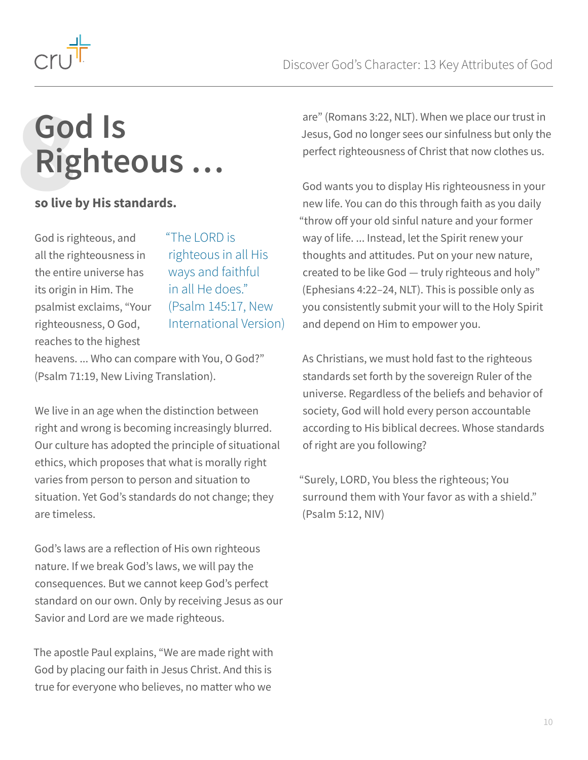# God Is Righteous …

**so live by His standards.**

> “The LORD is righteous in all His ways and faithful in all He does.” (Psalm 145:17, New International Version)

God is righteous, and all the righteousness in the entire universe has its origin in Him. The psalmist exclaims, “Your righteousness, O God, reaches to the highest heavens. ... Who can compare with You, O God?” (Psalm 71:19, New Living Translation).

We live in an age when the distinction between right and wrong is becoming increasingly blurred. Our culture has adopted the principle of situational ethics, which proposes that what is morally right varies from person to person and situation to situation. Yet God’s standards do not change; they are timeless.

God’s laws are a reflection of His own righteous nature. If we break God’s laws, we will pay the consequences. But we cannot keep God’s perfect standard on our own. Only by receiving Jesus as our Savior and Lord are we made righteous.

The apostle Paul explains, “We are made right with God by placing our faith in Jesus Christ. And this is true for everyone who believes, no matter who we are” (Romans 3:22, NLT). When we place our trust in Jesus, God no longer sees our sinfulness but only the perfect righteousness of Christ that now clothes us.

God wants you to display His righteousness in your new life. You can do this through faith as you daily “throw off your old sinful nature and your former way of life. ... Instead, let the Spirit renew your thoughts and attitudes. Put on your new nature, created to be like God — truly righteous and holy” (Ephesians 4:22–24, NLT). This is possible only as you consistently submit your will to the Holy Spirit and depend on Him to empower you.

As Christians, we must hold fast to the righteous standards set forth by the sovereign Ruler of the universe. Regardless of the beliefs and behavior of society, God will hold every person accountable according to His biblical decrees. Whose standards of right are you following?

“Surely, LORD, You bless the righteous; You surround them with Your favor as with a shield.” (Psalm 5:12, NIV)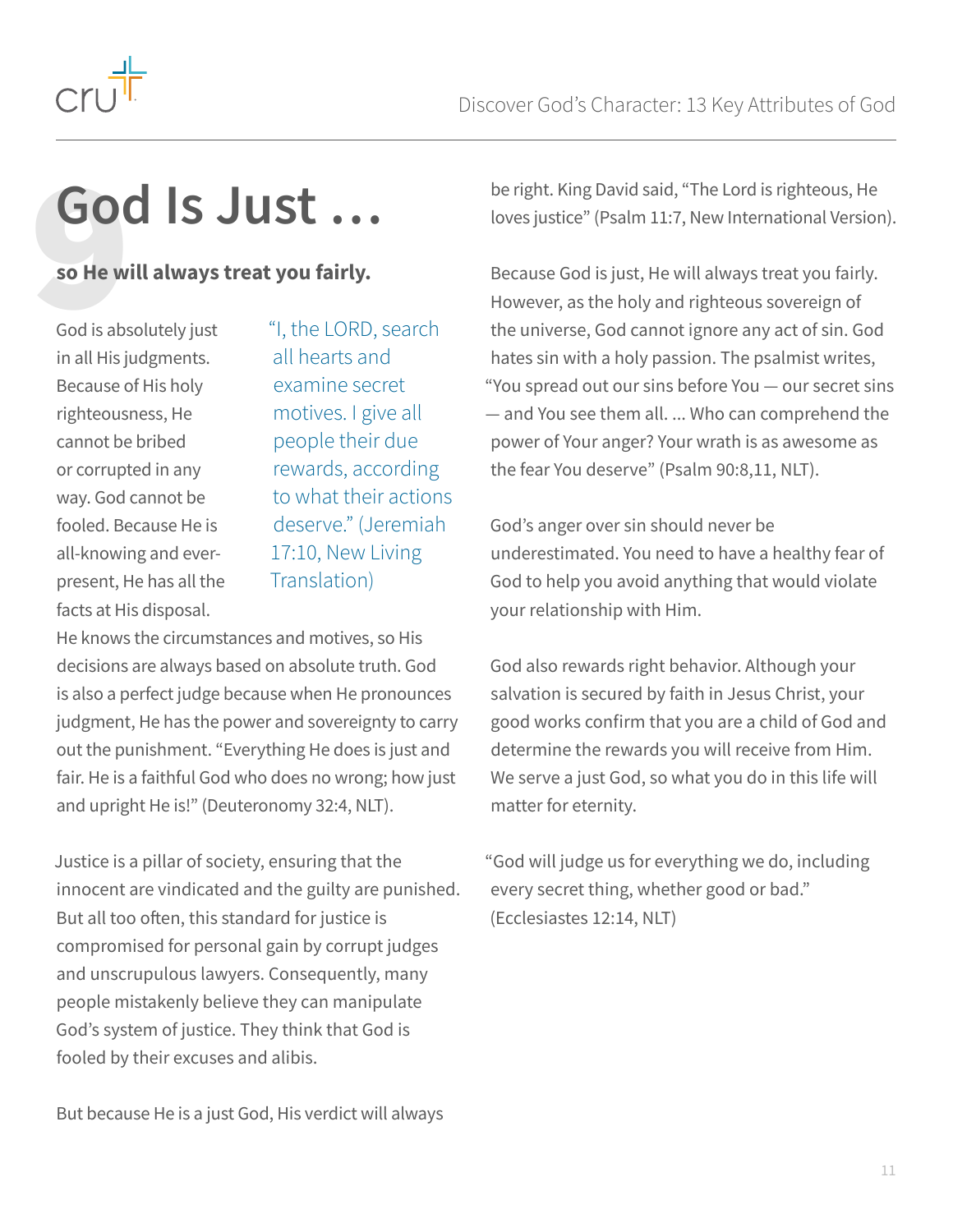# 9 God Is Just …

**so He will always treat you fairly.**

> "I, the LORD, search all hearts and examine secret motives. I give all people their due rewards, according to what their actions deserve." (Jeremiah 17:10, New Living Translation)

God is absolutely just in all His judgments. Because of His holy righteousness, He cannot be bribed or corrupted in any way. God cannot be fooled. Because He is all-knowing and ever-present, He has all the facts at His disposal. He knows the circumstances and motives, so His decisions are always based on absolute truth. God is also a perfect judge because when He pronounces judgment, He has the power and sovereignty to carry out the punishment. "Everything He does is just and fair. He is a faithful God who does no wrong; how just and upright He is!" (Deuteronomy 32:4, NLT).

Justice is a pillar of society, ensuring that the innocent are vindicated and the guilty are punished. But all too often, this standard for justice is compromised for personal gain by corrupt judges and unscrupulous lawyers. Consequently, many people mistakenly believe they can manipulate God's system of justice. They think that God is fooled by their excuses and alibis.

But because He is a just God, His verdict will always be right. King David said, "The Lord is righteous, He loves justice" (Psalm 11:7, New International Version).

Because God is just, He will always treat you fairly. However, as the holy and righteous sovereign of the universe, God cannot ignore any act of sin. God hates sin with a holy passion. The psalmist writes, "You spread out our sins before You — our secret sins — and You see them all. ... Who can comprehend the power of Your anger? Your wrath is as awesome as the fear You deserve" (Psalm 90:8,11, NLT).

God's anger over sin should never be underestimated. You need to have a healthy fear of God to help you avoid anything that would violate your relationship with Him.

God also rewards right behavior. Although your salvation is secured by faith in Jesus Christ, your good works confirm that you are a child of God and determine the rewards you will receive from Him. We serve a just God, so what you do in this life will matter for eternity.

"God will judge us for everything we do, including every secret thing, whether good or bad." (Ecclesiastes 12:14, NLT)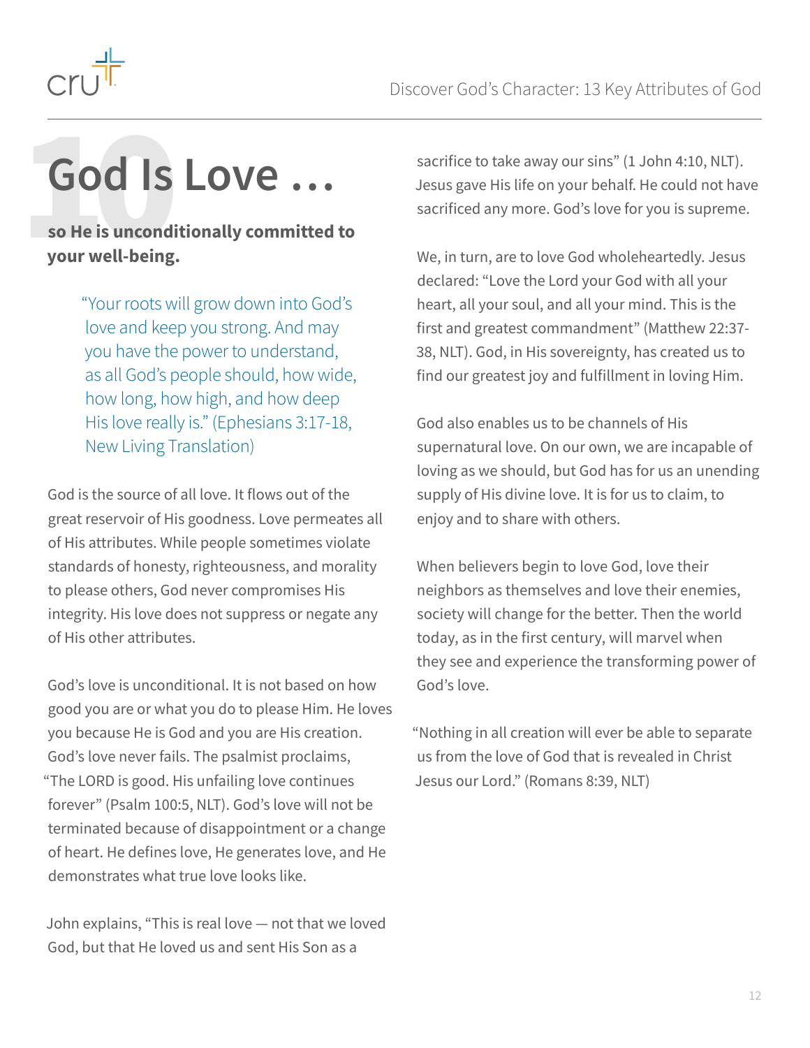# 10 God Is Love …

**so He is unconditionally committed to your well-being.**

> "Your roots will grow down into God's love and keep you strong. And may you have the power to understand, as all God's people should, how wide, how long, how high, and how deep His love really is." (Ephesians 3:17-18, New Living Translation)

God is the source of all love. It flows out of the great reservoir of His goodness. Love permeates all of His attributes. While people sometimes violate standards of honesty, righteousness, and morality to please others, God never compromises His integrity. His love does not suppress or negate any of His other attributes.

God's love is unconditional. It is not based on how good you are or what you do to please Him. He loves you because He is God and you are His creation. God's love never fails. The psalmist proclaims, "The LORD is good. His unfailing love continues forever" (Psalm 100:5, NLT). God's love will not be terminated because of disappointment or a change of heart. He defines love, He generates love, and He demonstrates what true love looks like.

John explains, "This is real love — not that we loved God, but that He loved us and sent His Son as a sacrifice to take away our sins" (1 John 4:10, NLT). Jesus gave His life on your behalf. He could not have sacrificed any more. God's love for you is supreme.

We, in turn, are to love God wholeheartedly. Jesus declared: "Love the Lord your God with all your heart, all your soul, and all your mind. This is the first and greatest commandment" (Matthew 22:37-38, NLT). God, in His sovereignty, has created us to find our greatest joy and fulfillment in loving Him.

God also enables us to be channels of His supernatural love. On our own, we are incapable of loving as we should, but God has for us an unending supply of His divine love. It is for us to claim, to enjoy and to share with others.

When believers begin to love God, love their neighbors as themselves and love their enemies, society will change for the better. Then the world today, as in the first century, will marvel when they see and experience the transforming power of God's love.

"Nothing in all creation will ever be able to separate us from the love of God that is revealed in Christ Jesus our Lord." (Romans 8:39, NLT)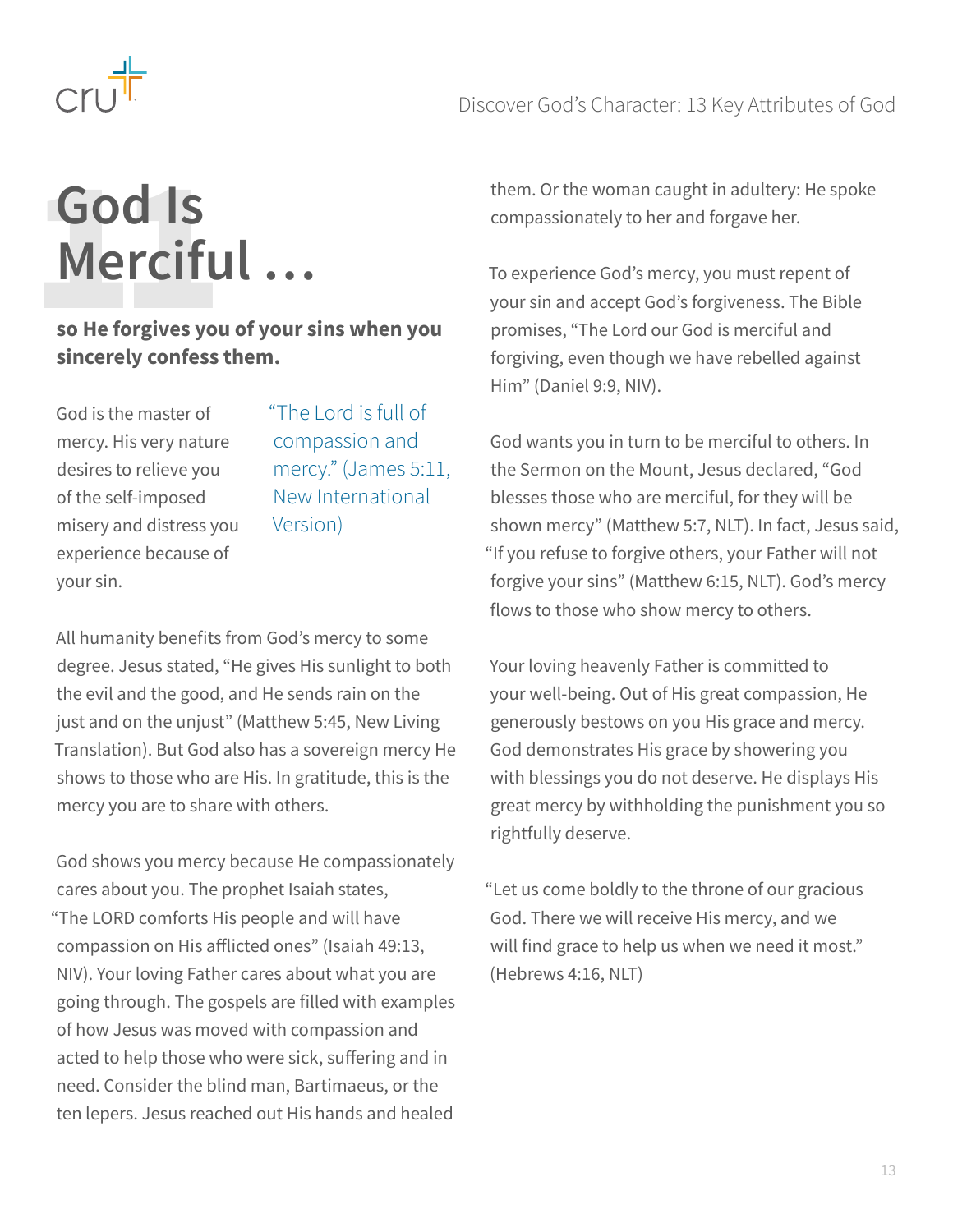# God Is Merciful …

**so He forgives you of your sins when you sincerely confess them.**

God is the master of mercy. His very nature desires to relieve you of the self-imposed misery and distress you experience because of your sin.

> "The Lord is full of compassion and mercy." (James 5:11, New International Version)

All humanity benefits from God's mercy to some degree. Jesus stated, "He gives His sunlight to both the evil and the good, and He sends rain on the just and on the unjust" (Matthew 5:45, New Living Translation). But God also has a sovereign mercy He shows to those who are His. In gratitude, this is the mercy you are to share with others.

God shows you mercy because He compassionately cares about you. The prophet Isaiah states, "The LORD comforts His people and will have compassion on His afflicted ones" (Isaiah 49:13, NIV). Your loving Father cares about what you are going through. The gospels are filled with examples of how Jesus was moved with compassion and acted to help those who were sick, suffering and in need. Consider the blind man, Bartimaeus, or the ten lepers. Jesus reached out His hands and healed them. Or the woman caught in adultery: He spoke compassionately to her and forgave her.

To experience God's mercy, you must repent of your sin and accept God's forgiveness. The Bible promises, "The Lord our God is merciful and forgiving, even though we have rebelled against Him" (Daniel 9:9, NIV).

God wants you in turn to be merciful to others. In the Sermon on the Mount, Jesus declared, "God blesses those who are merciful, for they will be shown mercy" (Matthew 5:7, NLT). In fact, Jesus said, "If you refuse to forgive others, your Father will not forgive your sins" (Matthew 6:15, NLT). God's mercy flows to those who show mercy to others.

Your loving heavenly Father is committed to your well-being. Out of His great compassion, He generously bestows on you His grace and mercy. God demonstrates His grace by showering you with blessings you do not deserve. He displays His great mercy by withholding the punishment you so rightfully deserve.

"Let us come boldly to the throne of our gracious God. There we will receive His mercy, and we will find grace to help us when we need it most." (Hebrews 4:16, NLT)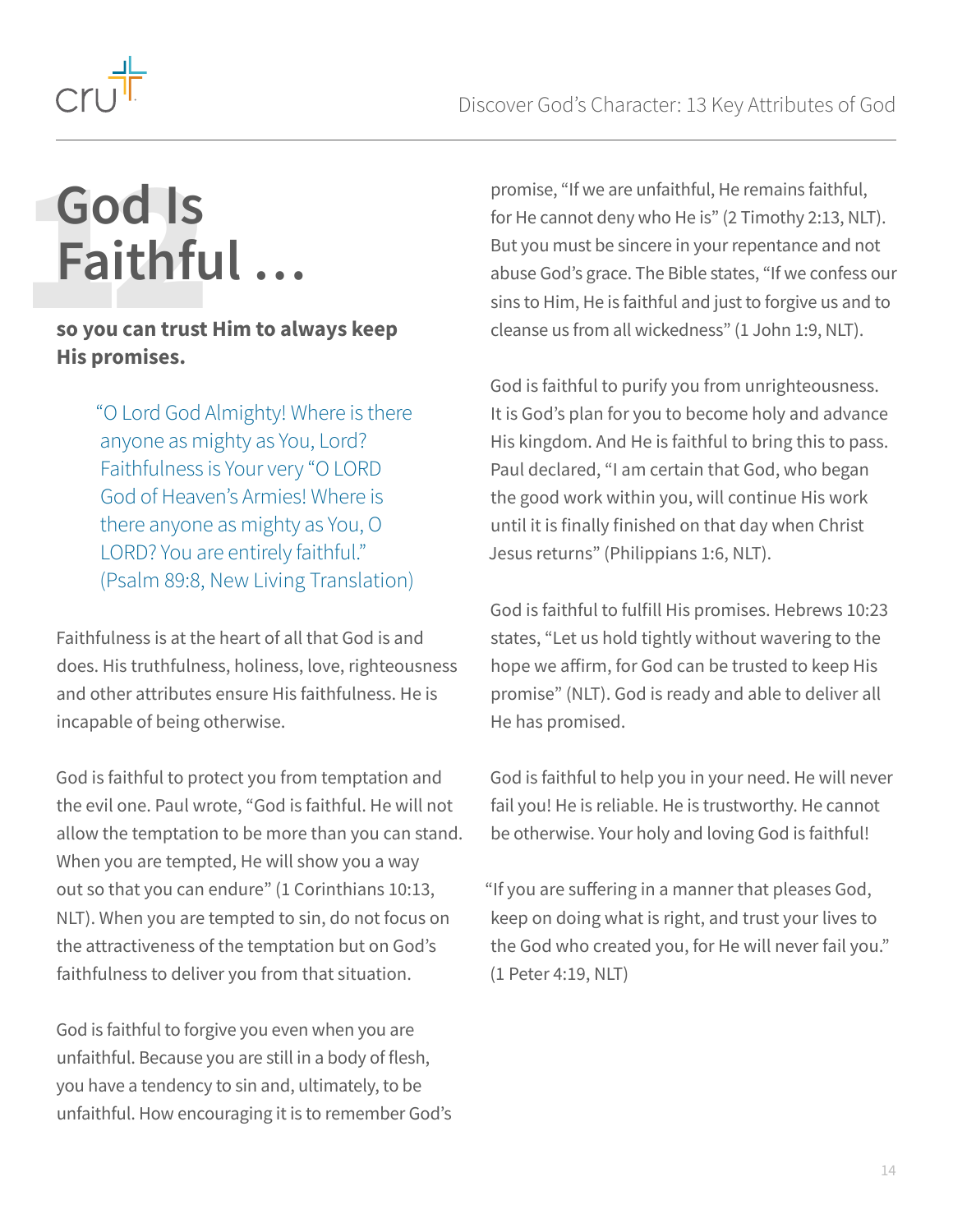# God Is Faithful …

**so you can trust Him to always keep His promises.**

> "O Lord God Almighty! Where is there anyone as mighty as You, Lord? Faithfulness is Your very "O LORD God of Heaven's Armies! Where is there anyone as mighty as You, O LORD? You are entirely faithful." (Psalm 89:8, New Living Translation)

Faithfulness is at the heart of all that God is and does. His truthfulness, holiness, love, righteousness and other attributes ensure His faithfulness. He is incapable of being otherwise.

God is faithful to protect you from temptation and the evil one. Paul wrote, "God is faithful. He will not allow the temptation to be more than you can stand. When you are tempted, He will show you a way out so that you can endure" (1 Corinthians 10:13, NLT). When you are tempted to sin, do not focus on the attractiveness of the temptation but on God's faithfulness to deliver you from that situation.

God is faithful to forgive you even when you are unfaithful. Because you are still in a body of flesh, you have a tendency to sin and, ultimately, to be unfaithful. How encouraging it is to remember God's promise, "If we are unfaithful, He remains faithful, for He cannot deny who He is" (2 Timothy 2:13, NLT). But you must be sincere in your repentance and not abuse God's grace. The Bible states, "If we confess our sins to Him, He is faithful and just to forgive us and to cleanse us from all wickedness" (1 John 1:9, NLT).

God is faithful to purify you from unrighteousness. It is God's plan for you to become holy and advance His kingdom. And He is faithful to bring this to pass. Paul declared, "I am certain that God, who began the good work within you, will continue His work until it is finally finished on that day when Christ Jesus returns" (Philippians 1:6, NLT).

God is faithful to fulfill His promises. Hebrews 10:23 states, "Let us hold tightly without wavering to the hope we affirm, for God can be trusted to keep His promise" (NLT). God is ready and able to deliver all He has promised.

God is faithful to help you in your need. He will never fail you! He is reliable. He is trustworthy. He cannot be otherwise. Your holy and loving God is faithful!

"If you are suffering in a manner that pleases God, keep on doing what is right, and trust your lives to the God who created you, for He will never fail you." (1 Peter 4:19, NLT)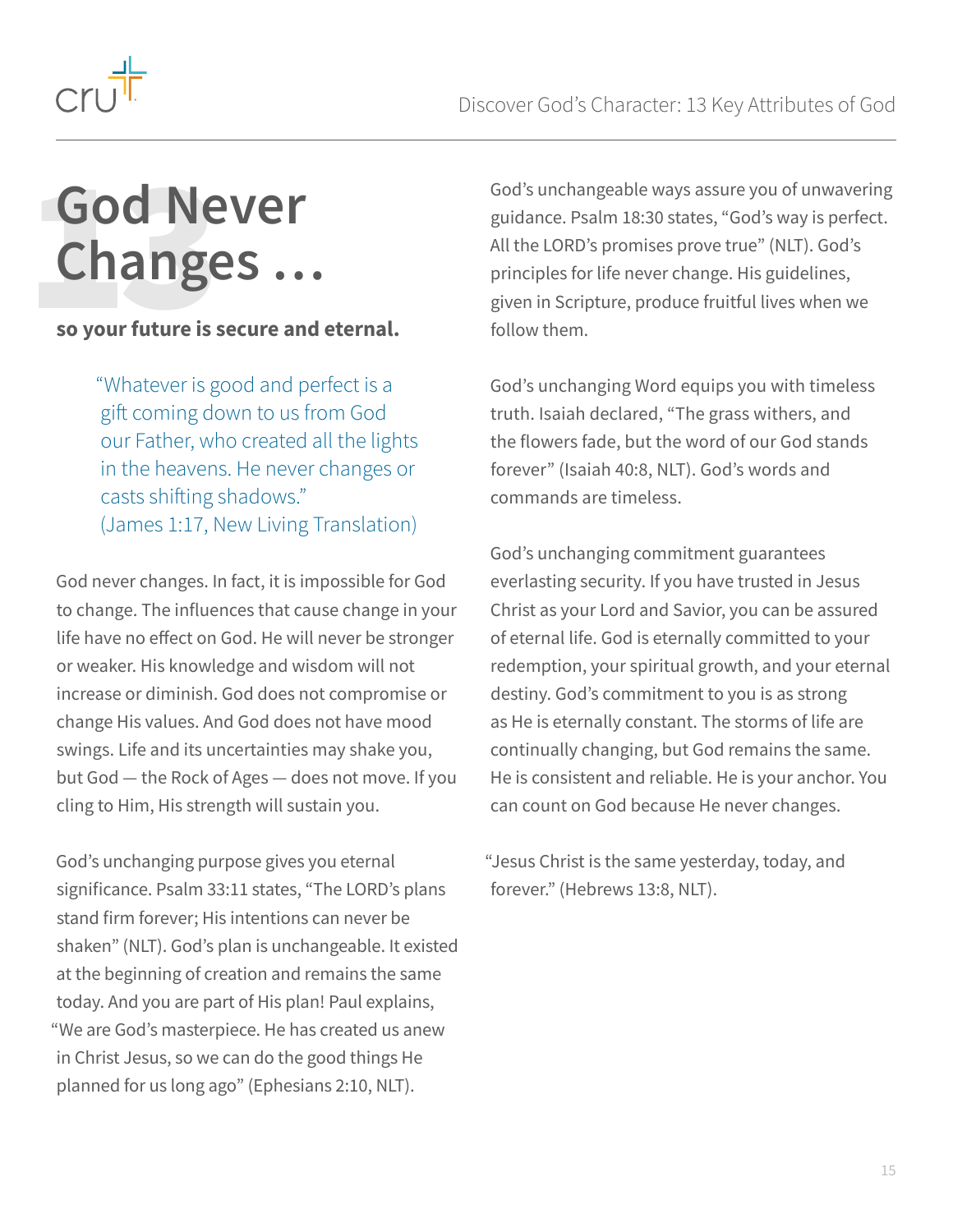# God Never Changes . . .

**so your future is secure and eternal.**

> "Whatever is good and perfect is a gift coming down to us from God our Father, who created all the lights in the heavens. He never changes or casts shifting shadows."
> (James 1:17, New Living Translation)

God never changes. In fact, it is impossible for God to change. The influences that cause change in your life have no effect on God. He will never be stronger or weaker. His knowledge and wisdom will not increase or diminish. God does not compromise or change His values. And God does not have mood swings. Life and its uncertainties may shake you, but God — the Rock of Ages — does not move. If you cling to Him, His strength will sustain you.

God's unchanging purpose gives you eternal significance. Psalm 33:11 states, "The LORD's plans stand firm forever; His intentions can never be shaken" (NLT). God's plan is unchangeable. It existed at the beginning of creation and remains the same today. And you are part of His plan! Paul explains, "We are God's masterpiece. He has created us anew in Christ Jesus, so we can do the good things He planned for us long ago" (Ephesians 2:10, NLT).

God's unchangeable ways assure you of unwavering guidance. Psalm 18:30 states, "God's way is perfect. All the LORD's promises prove true" (NLT). God's principles for life never change. His guidelines, given in Scripture, produce fruitful lives when we follow them.

God's unchanging Word equips you with timeless truth. Isaiah declared, "The grass withers, and the flowers fade, but the word of our God stands forever" (Isaiah 40:8, NLT). God's words and commands are timeless.

God's unchanging commitment guarantees everlasting security. If you have trusted in Jesus Christ as your Lord and Savior, you can be assured of eternal life. God is eternally committed to your redemption, your spiritual growth, and your eternal destiny. God's commitment to you is as strong as He is eternally constant. The storms of life are continually changing, but God remains the same. He is consistent and reliable. He is your anchor. You can count on God because He never changes.

"Jesus Christ is the same yesterday, today, and forever." (Hebrews 13:8, NLT).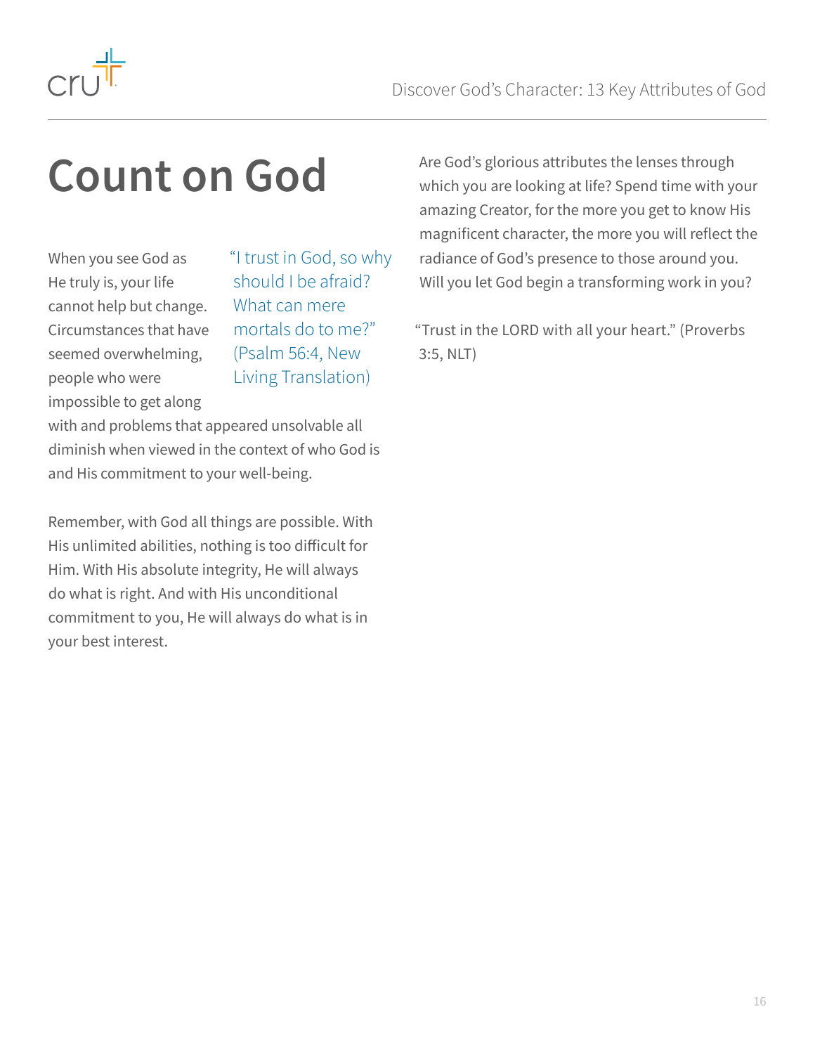# Count on God

> “I trust in God, so why should I be afraid? What can mere mortals do to me?” (Psalm 56:4, New Living Translation)

When you see God as He truly is, your life cannot help but change. Circumstances that have seemed overwhelming, people who were impossible to get along with and problems that appeared unsolvable all diminish when viewed in the context of who God is and His commitment to your well-being.

Remember, with God all things are possible. With His unlimited abilities, nothing is too difficult for Him. With His absolute integrity, He will always do what is right. And with His unconditional commitment to you, He will always do what is in your best interest.

Are God’s glorious attributes the lenses through which you are looking at life? Spend time with your amazing Creator, for the more you get to know His magnificent character, the more you will reflect the radiance of God’s presence to those around you. Will you let God begin a transforming work in you?

“Trust in the LORD with all your heart.” (Proverbs 3:5, NLT)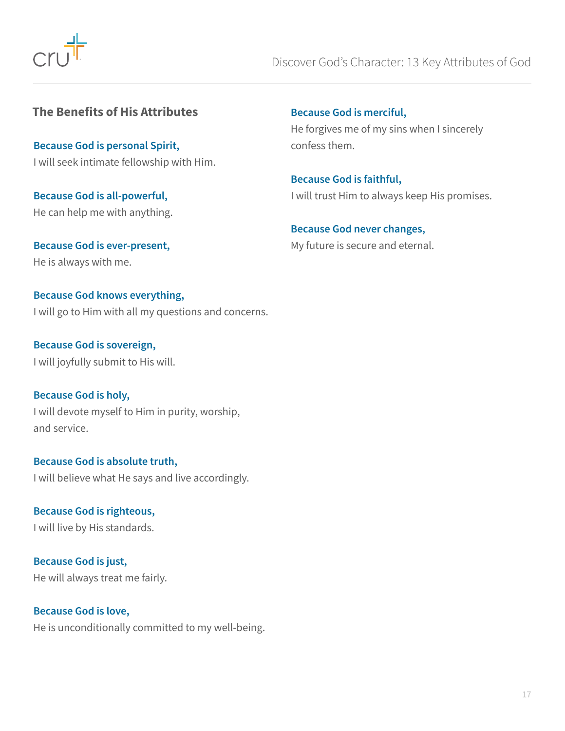## The Benefits of His Attributes

**Because God is personal Spirit,**
I will seek intimate fellowship with Him.

**Because God is all-powerful,**
He can help me with anything.

**Because God is ever-present,**
He is always with me.

**Because God knows everything,**
I will go to Him with all my questions and concerns.

**Because God is sovereign,**
I will joyfully submit to His will.

**Because God is holy,**
I will devote myself to Him in purity, worship, and service.

**Because God is absolute truth,**
I will believe what He says and live accordingly.

**Because God is righteous,**
I will live by His standards.

**Because God is just,**
He will always treat me fairly.

**Because God is love,**
He is unconditionally committed to my well-being.

**Because God is merciful,**
He forgives me of my sins when I sincerely confess them.

**Because God is faithful,**
I will trust Him to always keep His promises.

**Because God never changes,**
My future is secure and eternal.